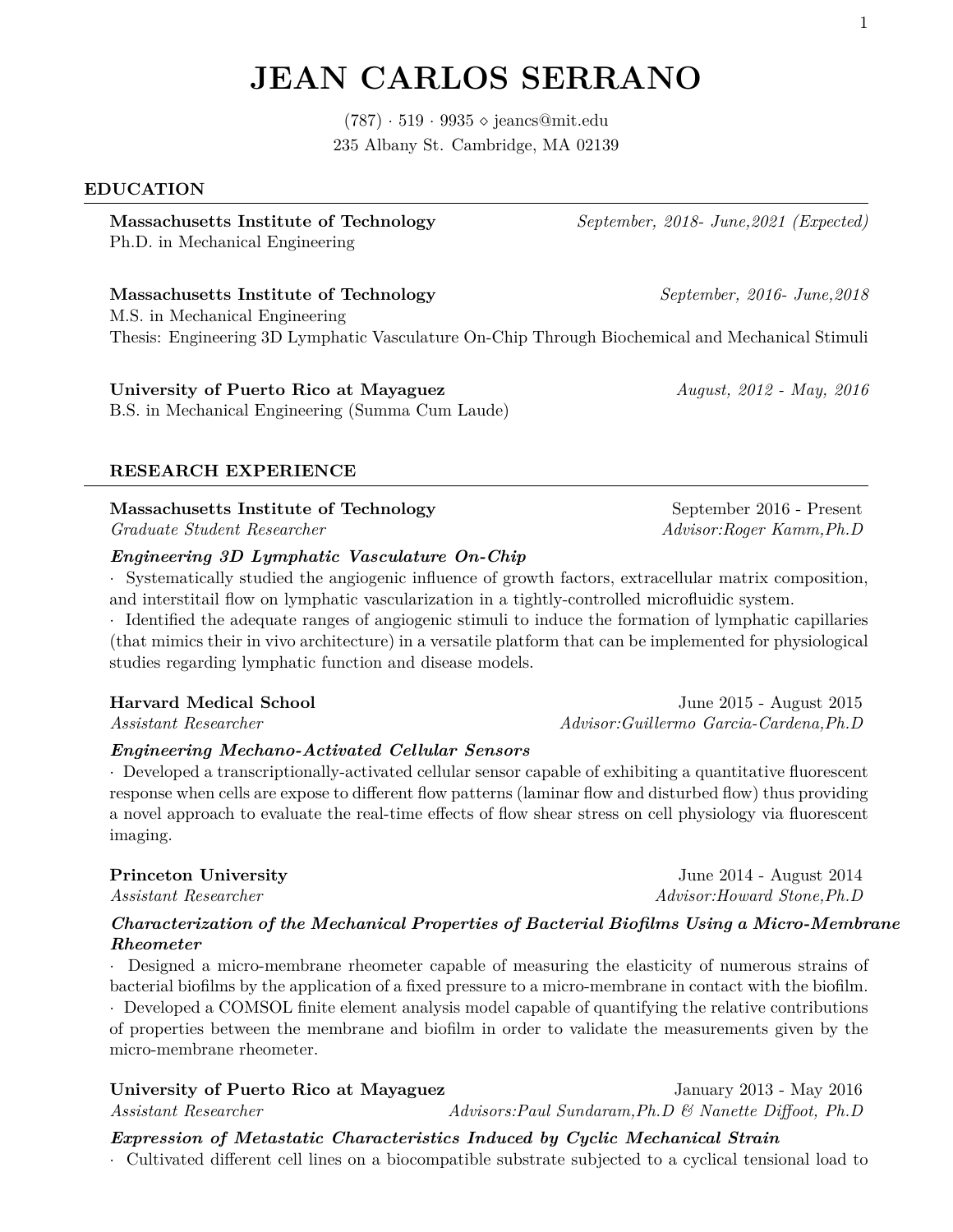# JEAN CARLOS SERRANO

(787) · 519 · 9935 ⋄ jeancs@mit.edu
235 Albany St. Cambridge, MA 02139

## EDUCATION

**Massachusetts Institute of Technology** *September, 2018- June,2021 (Expected)*
Ph.D. in Mechanical Engineering

**Massachusetts Institute of Technology** *September, 2016- June,2018*
M.S. in Mechanical Engineering
Thesis: Engineering 3D Lymphatic Vasculature On-Chip Through Biochemical and Mechanical Stimuli

**University of Puerto Rico at Mayaguez** *August, 2012 - May, 2016*
B.S. in Mechanical Engineering (Summa Cum Laude)

## RESEARCH EXPERIENCE

**Massachusetts Institute of Technology** September 2016 - Present
*Graduate Student Researcher* *Advisor:Roger Kamm,Ph.D*

***Engineering 3D Lymphatic Vasculature On-Chip***

· Systematically studied the angiogenic influence of growth factors, extracellular matrix composition, and interstitail flow on lymphatic vascularization in a tightly-controlled microfluidic system.
· Identified the adequate ranges of angiogenic stimuli to induce the formation of lymphatic capillaries (that mimics their in vivo architecture) in a versatile platform that can be implemented for physiological studies regarding lymphatic function and disease models.

**Harvard Medical School** June 2015 - August 2015
*Assistant Researcher* *Advisor:Guillermo Garcia-Cardena,Ph.D*

***Engineering Mechano-Activated Cellular Sensors***

· Developed a transcriptionally-activated cellular sensor capable of exhibiting a quantitative fluorescent response when cells are expose to different flow patterns (laminar flow and disturbed flow) thus providing a novel approach to evaluate the real-time effects of flow shear stress on cell physiology via fluorescent imaging.

**Princeton University** June 2014 - August 2014
*Assistant Researcher* *Advisor:Howard Stone,Ph.D*

***Characterization of the Mechanical Properties of Bacterial Biofilms Using a Micro-Membrane Rheometer***

· Designed a micro-membrane rheometer capable of measuring the elasticity of numerous strains of bacterial biofilms by the application of a fixed pressure to a micro-membrane in contact with the biofilm.
· Developed a COMSOL finite element analysis model capable of quantifying the relative contributions of properties between the membrane and biofilm in order to validate the measurements given by the micro-membrane rheometer.

**University of Puerto Rico at Mayaguez** January 2013 - May 2016
*Assistant Researcher* *Advisors:Paul Sundaram,Ph.D & Nanette Diffoot, Ph.D*

***Expression of Metastatic Characteristics Induced by Cyclic Mechanical Strain***

· Cultivated different cell lines on a biocompatible substrate subjected to a cyclical tensional load to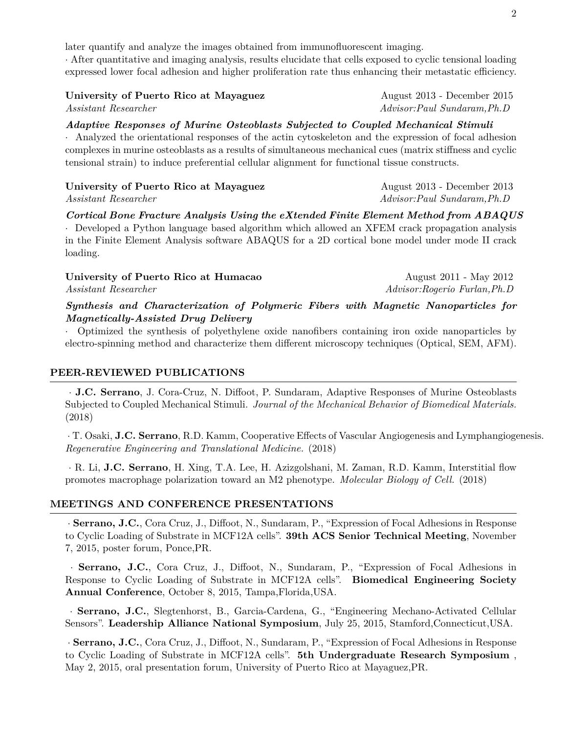later quantify and analyze the images obtained from immunofluorescent imaging.
· After quantitative and imaging analysis, results elucidate that cells exposed to cyclic tensional loading expressed lower focal adhesion and higher proliferation rate thus enhancing their metastatic efficiency.

**University of Puerto Rico at Mayaguez** August 2013 - December 2015
*Assistant Researcher* *Advisor:Paul Sundaram,Ph.D*

***Adaptive Responses of Murine Osteoblasts Subjected to Coupled Mechanical Stimuli***
· Analyzed the orientational responses of the actin cytoskeleton and the expression of focal adhesion complexes in murine osteoblasts as a results of simultaneous mechanical cues (matrix stiffness and cyclic tensional strain) to induce preferential cellular alignment for functional tissue constructs.

**University of Puerto Rico at Mayaguez** August 2013 - December 2013
*Assistant Researcher* *Advisor:Paul Sundaram,Ph.D*

***Cortical Bone Fracture Analysis Using the eXtended Finite Element Method from ABAQUS***
· Developed a Python language based algorithm which allowed an XFEM crack propagation analysis in the Finite Element Analysis software ABAQUS for a 2D cortical bone model under mode II crack loading.

**University of Puerto Rico at Humacao** August 2011 - May 2012
*Assistant Researcher* *Advisor:Rogerio Furlan,Ph.D*

***Synthesis and Characterization of Polymeric Fibers with Magnetic Nanoparticles for Magnetically-Assisted Drug Delivery***
· Optimized the synthesis of polyethylene oxide nanofibers containing iron oxide nanoparticles by electro-spinning method and characterize them different microscopy techniques (Optical, SEM, AFM).

## PEER-REVIEWED PUBLICATIONS

· **J.C. Serrano**, J. Cora-Cruz, N. Diffoot, P. Sundaram, Adaptive Responses of Murine Osteoblasts Subjected to Coupled Mechanical Stimuli. *Journal of the Mechanical Behavior of Biomedical Materials.* (2018)

· T. Osaki, **J.C. Serrano**, R.D. Kamm, Cooperative Effects of Vascular Angiogenesis and Lymphangiogenesis. *Regenerative Engineering and Translational Medicine.* (2018)

· R. Li, **J.C. Serrano**, H. Xing, T.A. Lee, H. Azizgolshani, M. Zaman, R.D. Kamm, Interstitial flow promotes macrophage polarization toward an M2 phenotype. *Molecular Biology of Cell.* (2018)

## MEETINGS AND CONFERENCE PRESENTATIONS

· **Serrano, J.C.**, Cora Cruz, J., Diffoot, N., Sundaram, P., "Expression of Focal Adhesions in Response to Cyclic Loading of Substrate in MCF12A cells". **39th ACS Senior Technical Meeting**, November 7, 2015, poster forum, Ponce,PR.

· **Serrano, J.C.**, Cora Cruz, J., Diffoot, N., Sundaram, P., "Expression of Focal Adhesions in Response to Cyclic Loading of Substrate in MCF12A cells". **Biomedical Engineering Society Annual Conference**, October 8, 2015, Tampa,Florida,USA.

· **Serrano, J.C.**, Slegtenhorst, B., Garcia-Cardena, G., "Engineering Mechano-Activated Cellular Sensors". **Leadership Alliance National Symposium**, July 25, 2015, Stamford,Connecticut,USA.

· **Serrano, J.C.**, Cora Cruz, J., Diffoot, N., Sundaram, P., "Expression of Focal Adhesions in Response to Cyclic Loading of Substrate in MCF12A cells". **5th Undergraduate Research Symposium** , May 2, 2015, oral presentation forum, University of Puerto Rico at Mayaguez,PR.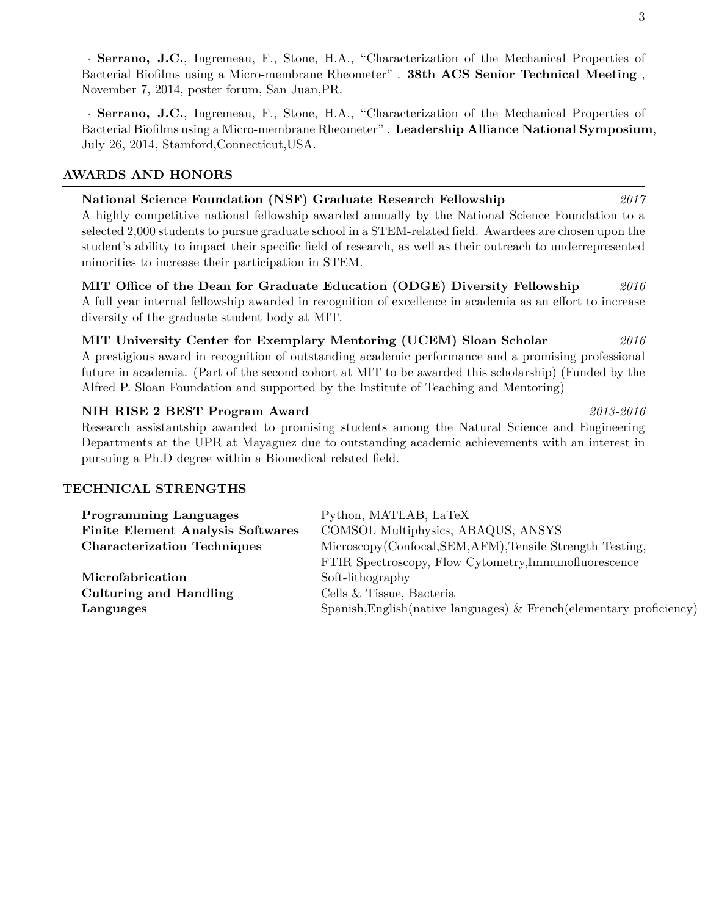· **Serrano, J.C.**, Ingremeau, F., Stone, H.A., "Characterization of the Mechanical Properties of Bacterial Biofilms using a Micro-membrane Rheometer" . **38th ACS Senior Technical Meeting** , November 7, 2014, poster forum, San Juan,PR.

· **Serrano, J.C.**, Ingremeau, F., Stone, H.A., "Characterization of the Mechanical Properties of Bacterial Biofilms using a Micro-membrane Rheometer" . **Leadership Alliance National Symposium**, July 26, 2014, Stamford,Connecticut,USA.

## AWARDS AND HONORS

**National Science Foundation (NSF) Graduate Research Fellowship** *2017*
A highly competitive national fellowship awarded annually by the National Science Foundation to a selected 2,000 students to pursue graduate school in a STEM-related field. Awardees are chosen upon the student's ability to impact their specific field of research, as well as their outreach to underrepresented minorities to increase their participation in STEM.

**MIT Office of the Dean for Graduate Education (ODGE) Diversity Fellowship** *2016*
A full year internal fellowship awarded in recognition of excellence in academia as an effort to increase diversity of the graduate student body at MIT.

**MIT University Center for Exemplary Mentoring (UCEM) Sloan Scholar** *2016*
A prestigious award in recognition of outstanding academic performance and a promising professional future in academia. (Part of the second cohort at MIT to be awarded this scholarship) (Funded by the Alfred P. Sloan Foundation and supported by the Institute of Teaching and Mentoring)

**NIH RISE 2 BEST Program Award** *2013-2016*
Research assistantship awarded to promising students among the Natural Science and Engineering Departments at the UPR at Mayaguez due to outstanding academic achievements with an interest in pursuing a Ph.D degree within a Biomedical related field.

## TECHNICAL STRENGTHS

| | |
|---|---|
| **Programming Languages** | Python, MATLAB, LaTeX |
| **Finite Element Analysis Softwares** | COMSOL Multiphysics, ABAQUS, ANSYS |
| **Characterization Techniques** | Microscopy(Confocal,SEM,AFM),Tensile Strength Testing, FTIR Spectroscopy, Flow Cytometry,Immunofluorescence |
| **Microfabrication** | Soft-lithography |
| **Culturing and Handling** | Cells & Tissue, Bacteria |
| **Languages** | Spanish,English(native languages) & French(elementary proficiency) |